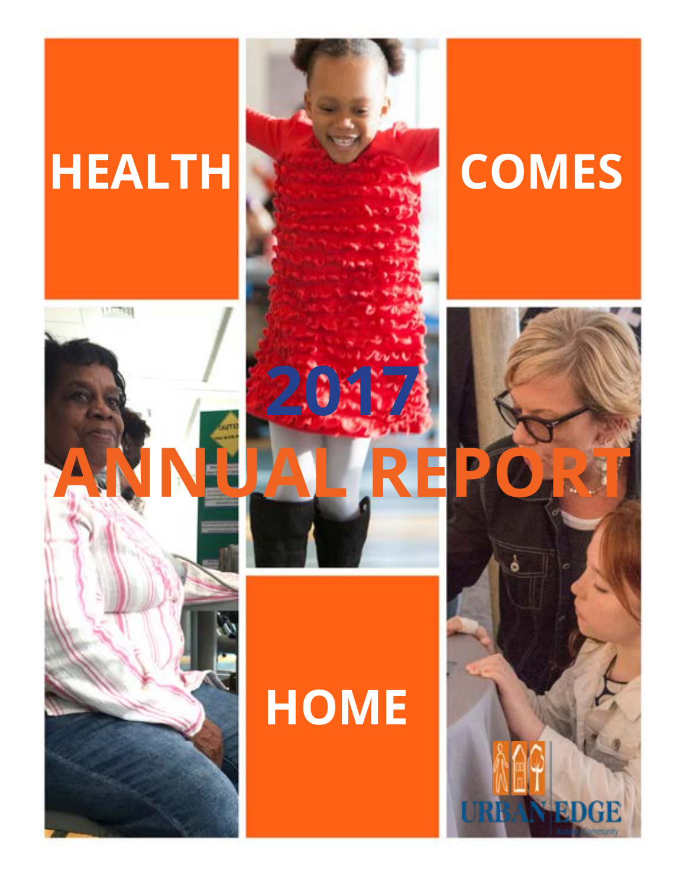# HEALTH COMES HOME

# 2017 ANNUAL REPORT

URBAN EDGE

Building Community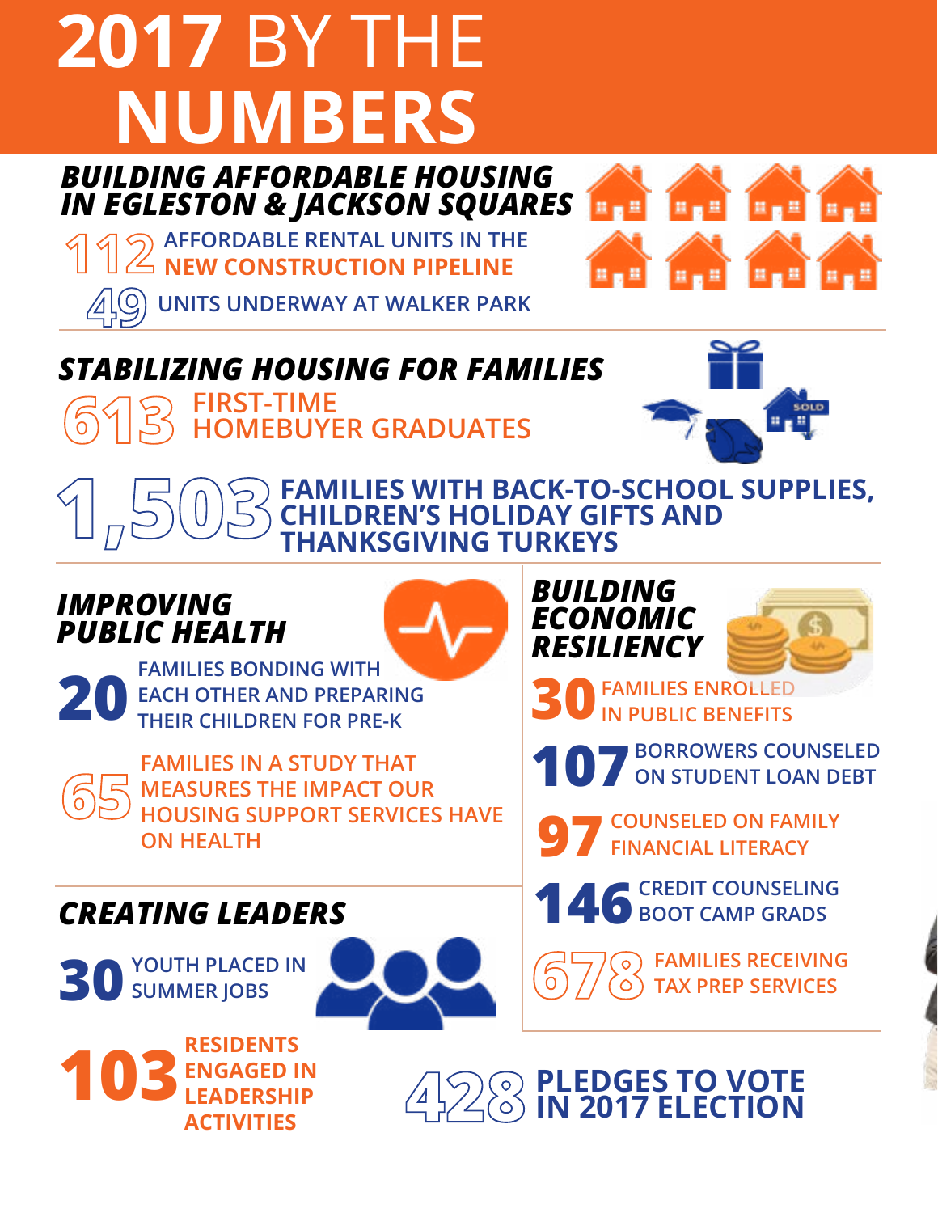# 2017 BY THE NUMBERS

## BUILDING AFFORDABLE HOUSING IN EGLESTON & JACKSON SQUARES

**112** AFFORDABLE RENTAL UNITS IN THE NEW CONSTRUCTION PIPELINE

**49** UNITS UNDERWAY AT WALKER PARK

## STABILIZING HOUSING FOR FAMILIES

**613** FIRST-TIME HOMEBUYER GRADUATES

**1,503** FAMILIES WITH BACK-TO-SCHOOL SUPPLIES, CHILDREN'S HOLIDAY GIFTS AND THANKSGIVING TURKEYS

## IMPROVING PUBLIC HEALTH

**20** FAMILIES BONDING WITH EACH OTHER AND PREPARING THEIR CHILDREN FOR PRE-K

**65** FAMILIES IN A STUDY THAT MEASURES THE IMPACT OUR HOUSING SUPPORT SERVICES HAVE ON HEALTH

## CREATING LEADERS

**30** YOUTH PLACED IN SUMMER JOBS

**103** RESIDENTS ENGAGED IN LEADERSHIP ACTIVITIES

## BUILDING ECONOMIC RESILIENCY

**30** FAMILIES ENROLLED IN PUBLIC BENEFITS

**107** BORROWERS COUNSELED ON STUDENT LOAN DEBT

**97** COUNSELED ON FAMILY FINANCIAL LITERACY

**146** CREDIT COUNSELING BOOT CAMP GRADS

**678** FAMILIES RECEIVING TAX PREP SERVICES

**428** PLEDGES TO VOTE IN 2017 ELECTION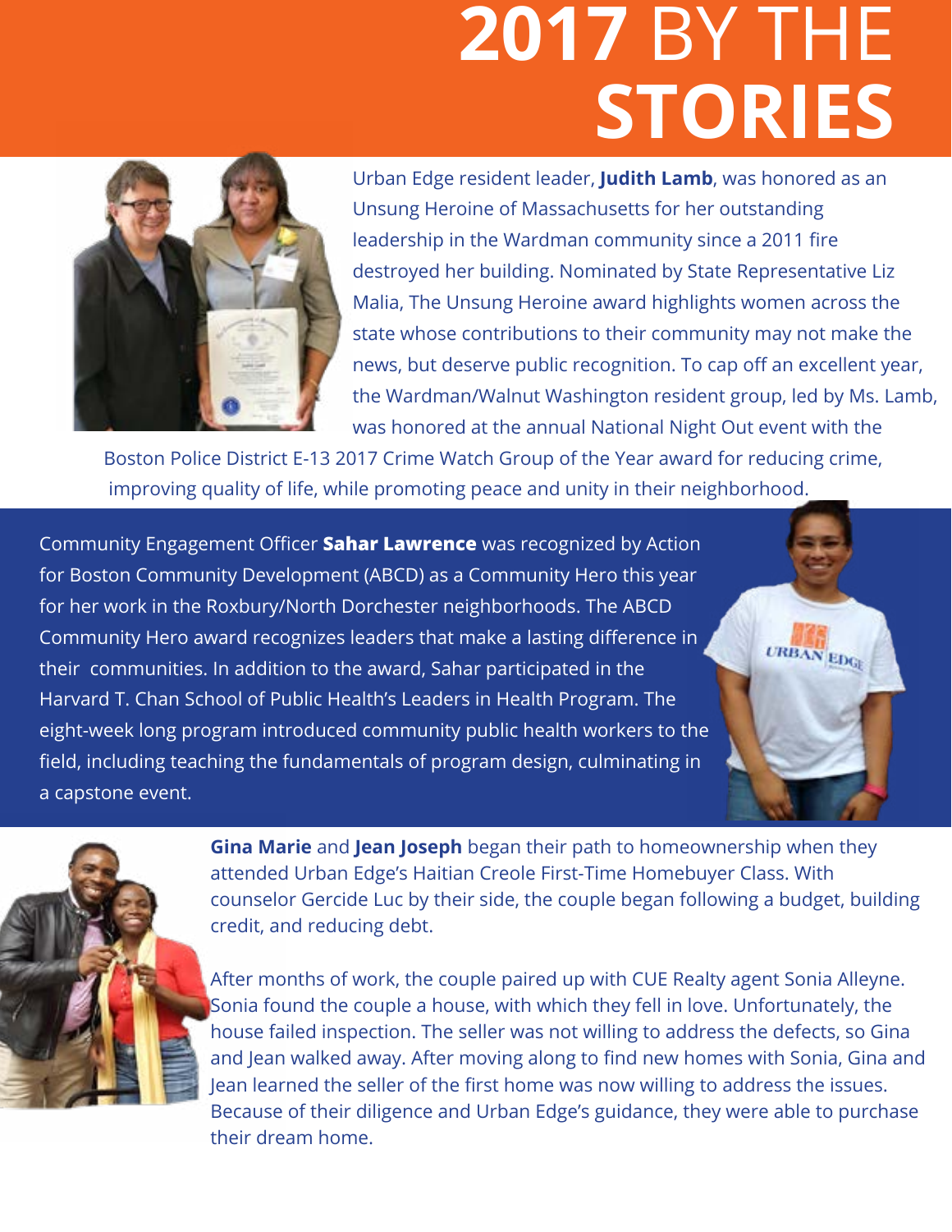# 2017 BY THE STORIES

Urban Edge resident leader, **Judith Lamb**, was honored as an Unsung Heroine of Massachusetts for her outstanding leadership in the Wardman community since a 2011 fire destroyed her building. Nominated by State Representative Liz Malia, The Unsung Heroine award highlights women across the state whose contributions to their community may not make the news, but deserve public recognition. To cap off an excellent year, the Wardman/Walnut Washington resident group, led by Ms. Lamb, was honored at the annual National Night Out event with the Boston Police District E-13 2017 Crime Watch Group of the Year award for reducing crime, improving quality of life, while promoting peace and unity in their neighborhood.

Community Engagement Officer **Sahar Lawrence** was recognized by Action for Boston Community Development (ABCD) as a Community Hero this year for her work in the Roxbury/North Dorchester neighborhoods. The ABCD Community Hero award recognizes leaders that make a lasting difference in their communities. In addition to the award, Sahar participated in the Harvard T. Chan School of Public Health's Leaders in Health Program. The eight-week long program introduced community public health workers to the field, including teaching the fundamentals of program design, culminating in a capstone event.

**Gina Marie** and **Jean Joseph** began their path to homeownership when they attended Urban Edge's Haitian Creole First-Time Homebuyer Class. With counselor Gercide Luc by their side, the couple began following a budget, building credit, and reducing debt.

After months of work, the couple paired up with CUE Realty agent Sonia Alleyne. Sonia found the couple a house, with which they fell in love. Unfortunately, the house failed inspection. The seller was not willing to address the defects, so Gina and Jean walked away. After moving along to find new homes with Sonia, Gina and Jean learned the seller of the first home was now willing to address the issues. Because of their diligence and Urban Edge's guidance, they were able to purchase their dream home.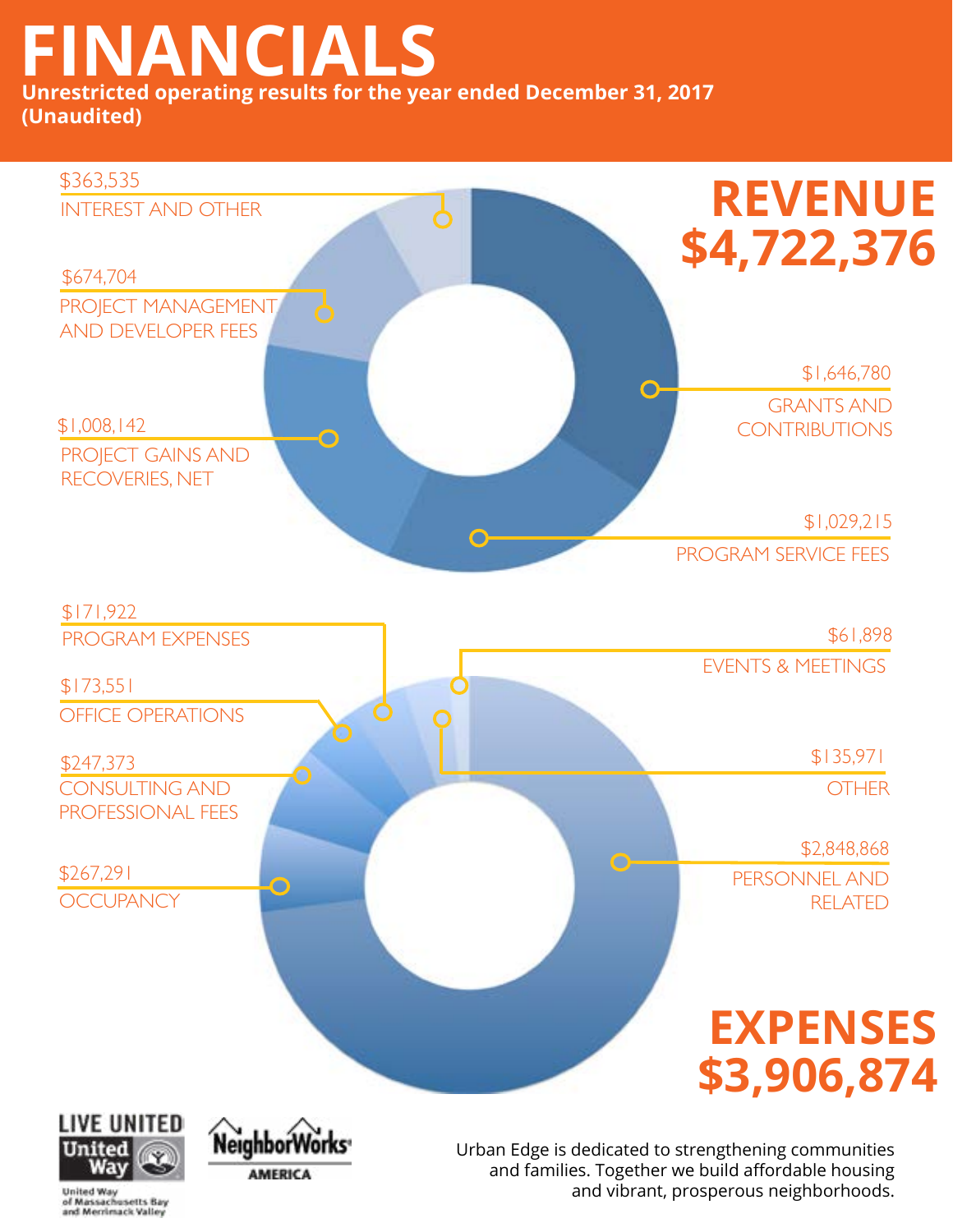# FINANCIALS

**Unrestricted operating results for the year ended December 31, 2017 (Unaudited)**

## REVENUE $4,722,376

$363,535
INTEREST AND OTHER

$674,704
PROJECT MANAGEMENT AND DEVELOPER FEES

$1,008,142
PROJECT GAINS AND RECOVERIES, NET

$1,646,780
GRANTS AND CONTRIBUTIONS

$1,029,215
PROGRAM SERVICE FEES

## EXPENSES $3,906,874

$171,922
PROGRAM EXPENSES

$173,551
OFFICE OPERATIONS

$247,373
CONSULTING AND PROFESSIONAL FEES

$267,291
OCCUPANCY

$61,898
EVENTS & MEETINGS

$135,971
OTHER

$2,848,868
PERSONNEL AND RELATED

LIVE UNITED
United Way
United Way of Massachusetts Bay and Merrimack Valley

NeighborWorks AMERICA

Urban Edge is dedicated to strengthening communities and families. Together we build affordable housing and vibrant, prosperous neighborhoods.